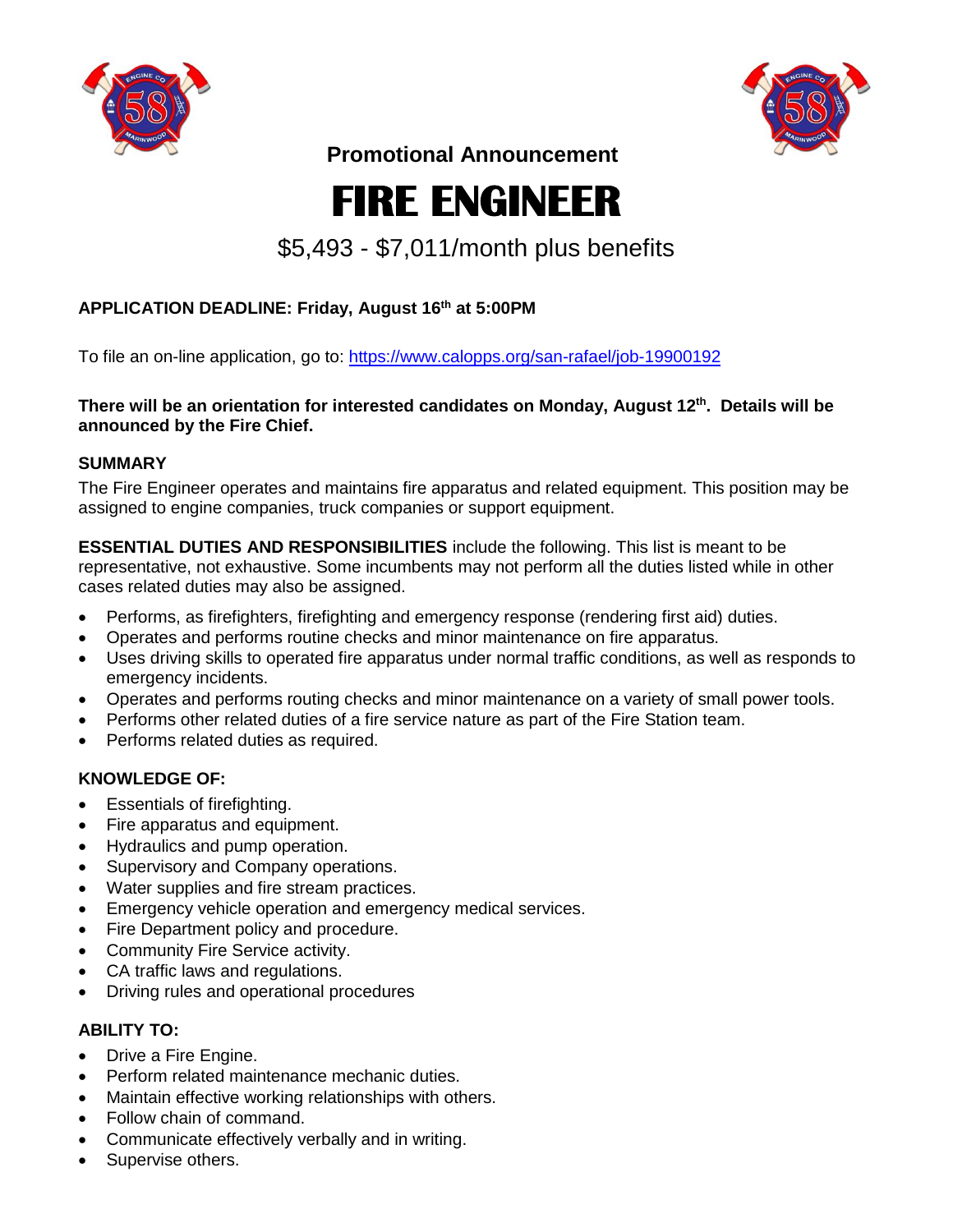**Promotional Announcement**

# FIRE ENGINEER

## $5,493 - $7,011/month plus benefits

**APPLICATION DEADLINE: Friday, August 16th at 5:00PM**

To file an on-line application, go to: https://www.calopps.org/san-rafael/job-19900192

**There will be an orientation for interested candidates on Monday, August 12th. Details will be announced by the Fire Chief.**

### SUMMARY

The Fire Engineer operates and maintains fire apparatus and related equipment. This position may be assigned to engine companies, truck companies or support equipment.

**ESSENTIAL DUTIES AND RESPONSIBILITIES** include the following. This list is meant to be representative, not exhaustive. Some incumbents may not perform all the duties listed while in other cases related duties may also be assigned.

- Performs, as firefighters, firefighting and emergency response (rendering first aid) duties.
- Operates and performs routine checks and minor maintenance on fire apparatus.
- Uses driving skills to operated fire apparatus under normal traffic conditions, as well as responds to emergency incidents.
- Operates and performs routing checks and minor maintenance on a variety of small power tools.
- Performs other related duties of a fire service nature as part of the Fire Station team.
- Performs related duties as required.

### KNOWLEDGE OF:

- Essentials of firefighting.
- Fire apparatus and equipment.
- Hydraulics and pump operation.
- Supervisory and Company operations.
- Water supplies and fire stream practices.
- Emergency vehicle operation and emergency medical services.
- Fire Department policy and procedure.
- Community Fire Service activity.
- CA traffic laws and regulations.
- Driving rules and operational procedures

### ABILITY TO:

- Drive a Fire Engine.
- Perform related maintenance mechanic duties.
- Maintain effective working relationships with others.
- Follow chain of command.
- Communicate effectively verbally and in writing.
- Supervise others.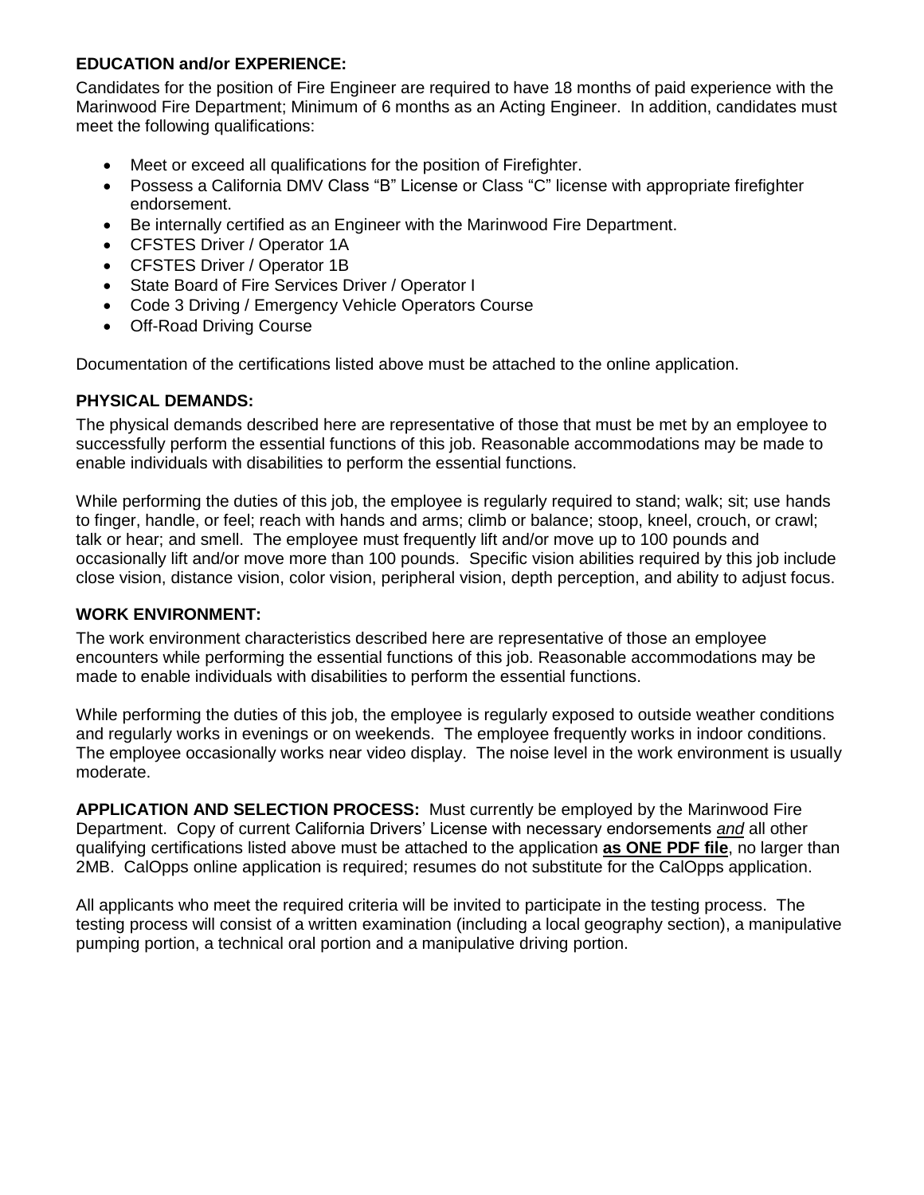**EDUCATION and/or EXPERIENCE:**

Candidates for the position of Fire Engineer are required to have 18 months of paid experience with the Marinwood Fire Department; Minimum of 6 months as an Acting Engineer. In addition, candidates must meet the following qualifications:

- Meet or exceed all qualifications for the position of Firefighter.
- Possess a California DMV Class "B" License or Class "C" license with appropriate firefighter endorsement.
- Be internally certified as an Engineer with the Marinwood Fire Department.
- CFSTES Driver / Operator 1A
- CFSTES Driver / Operator 1B
- State Board of Fire Services Driver / Operator I
- Code 3 Driving / Emergency Vehicle Operators Course
- Off-Road Driving Course

Documentation of the certifications listed above must be attached to the online application.

**PHYSICAL DEMANDS:**

The physical demands described here are representative of those that must be met by an employee to successfully perform the essential functions of this job. Reasonable accommodations may be made to enable individuals with disabilities to perform the essential functions.

While performing the duties of this job, the employee is regularly required to stand; walk; sit; use hands to finger, handle, or feel; reach with hands and arms; climb or balance; stoop, kneel, crouch, or crawl; talk or hear; and smell. The employee must frequently lift and/or move up to 100 pounds and occasionally lift and/or move more than 100 pounds. Specific vision abilities required by this job include close vision, distance vision, color vision, peripheral vision, depth perception, and ability to adjust focus.

**WORK ENVIRONMENT:**

The work environment characteristics described here are representative of those an employee encounters while performing the essential functions of this job. Reasonable accommodations may be made to enable individuals with disabilities to perform the essential functions.

While performing the duties of this job, the employee is regularly exposed to outside weather conditions and regularly works in evenings or on weekends. The employee frequently works in indoor conditions. The employee occasionally works near video display. The noise level in the work environment is usually moderate.

**APPLICATION AND SELECTION PROCESS:** Must currently be employed by the Marinwood Fire Department. Copy of current California Drivers' License with necessary endorsements *and* all other qualifying certifications listed above must be attached to the application **as ONE PDF file**, no larger than 2MB. CalOpps online application is required; resumes do not substitute for the CalOpps application.

All applicants who meet the required criteria will be invited to participate in the testing process. The testing process will consist of a written examination (including a local geography section), a manipulative pumping portion, a technical oral portion and a manipulative driving portion.